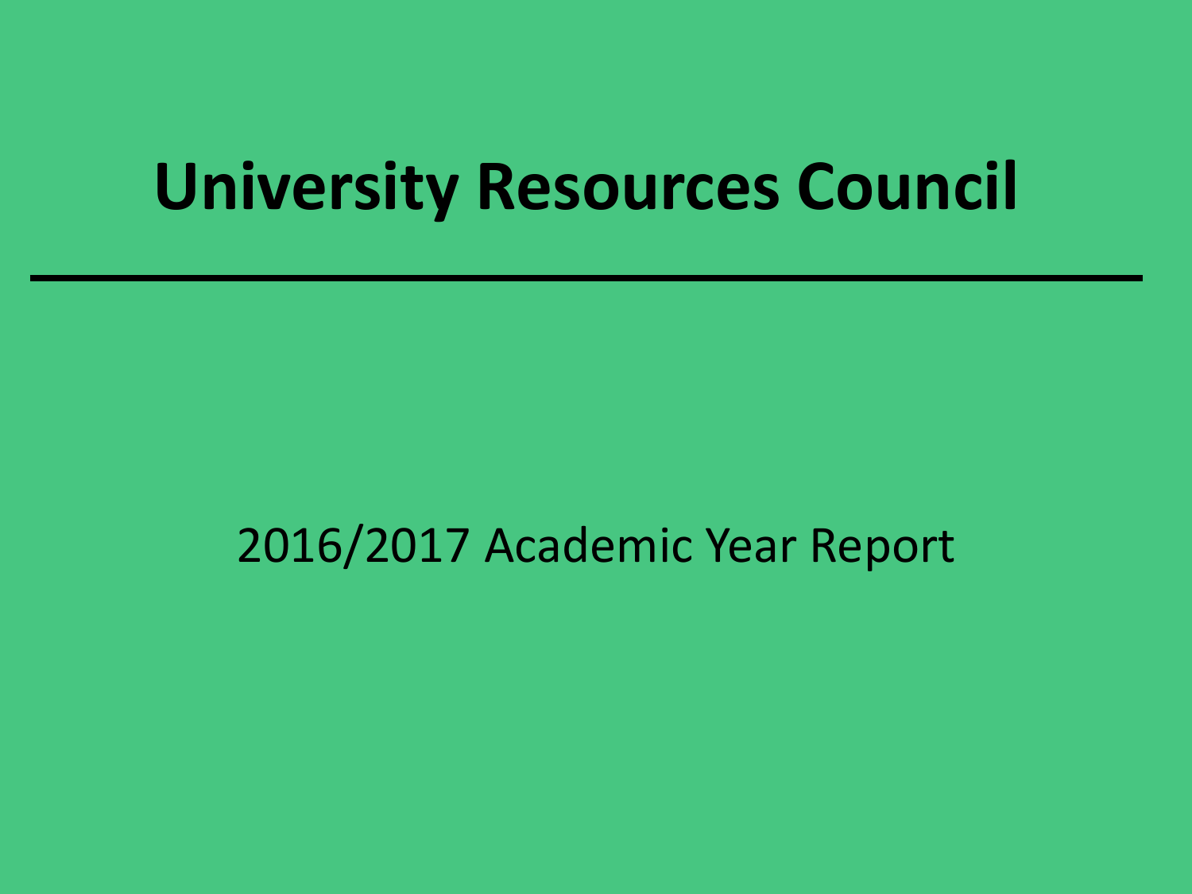# University Resources Council

2016/2017 Academic Year Report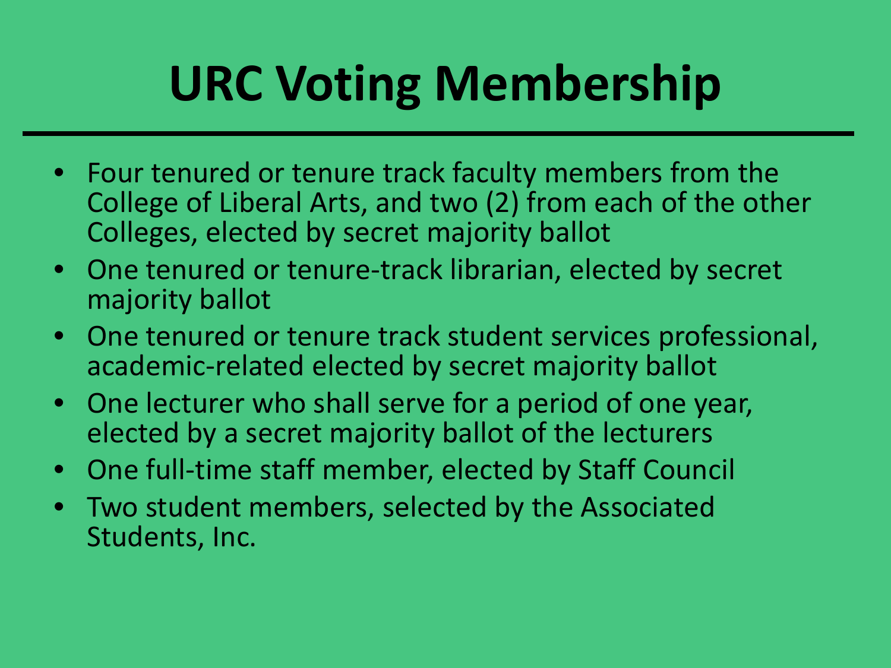# URC Voting Membership

- Four tenured or tenure track faculty members from the College of Liberal Arts, and two (2) from each of the other Colleges, elected by secret majority ballot
- One tenured or tenure-track librarian, elected by secret majority ballot
- One tenured or tenure track student services professional, academic-related elected by secret majority ballot
- One lecturer who shall serve for a period of one year, elected by a secret majority ballot of the lecturers
- One full-time staff member, elected by Staff Council
- Two student members, selected by the Associated Students, Inc.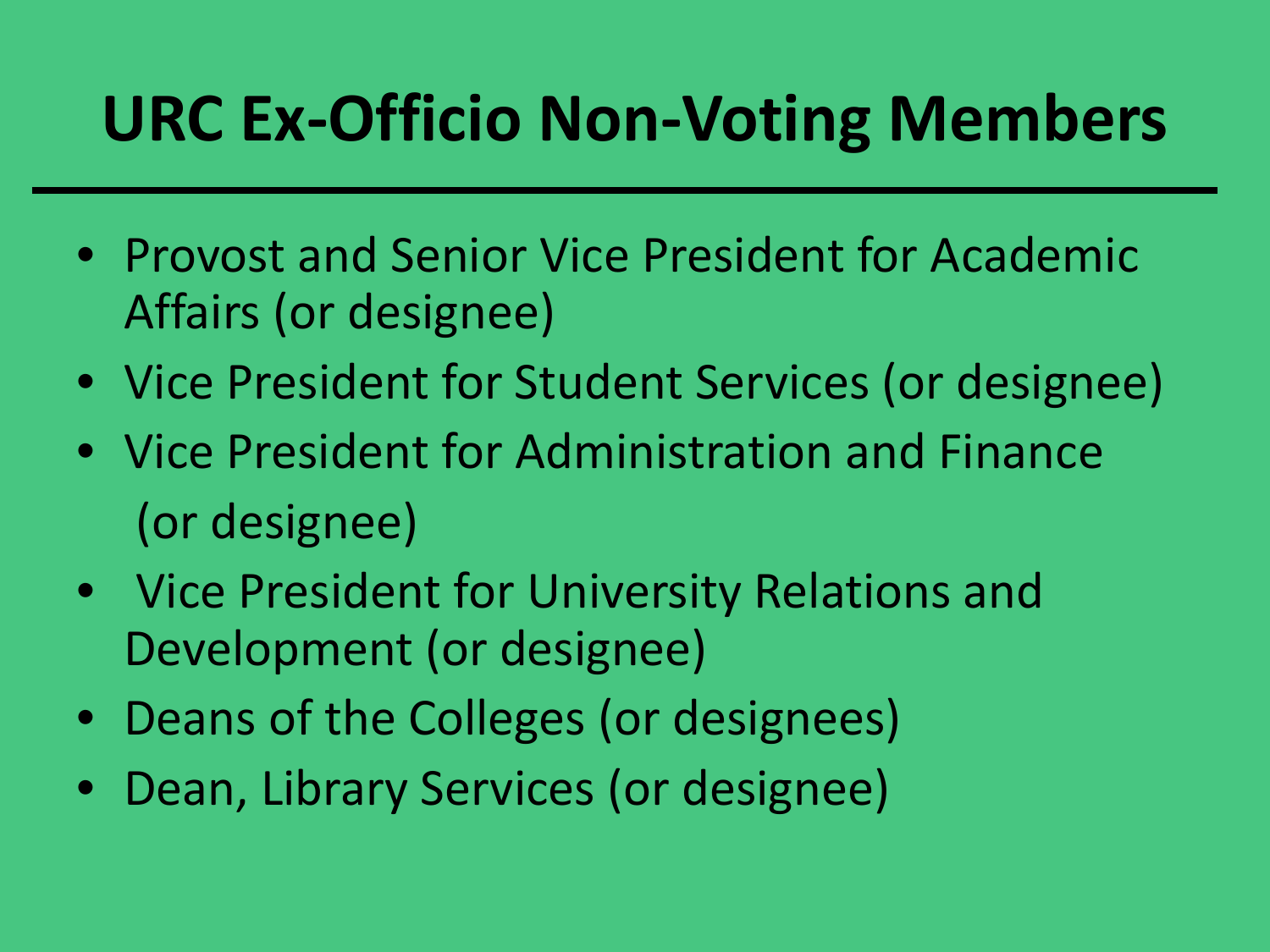# URC Ex-Officio Non-Voting Members

- Provost and Senior Vice President for Academic Affairs (or designee)
- Vice President for Student Services (or designee)
- Vice President for Administration and Finance (or designee)
- Vice President for University Relations and Development (or designee)
- Deans of the Colleges (or designees)
- Dean, Library Services (or designee)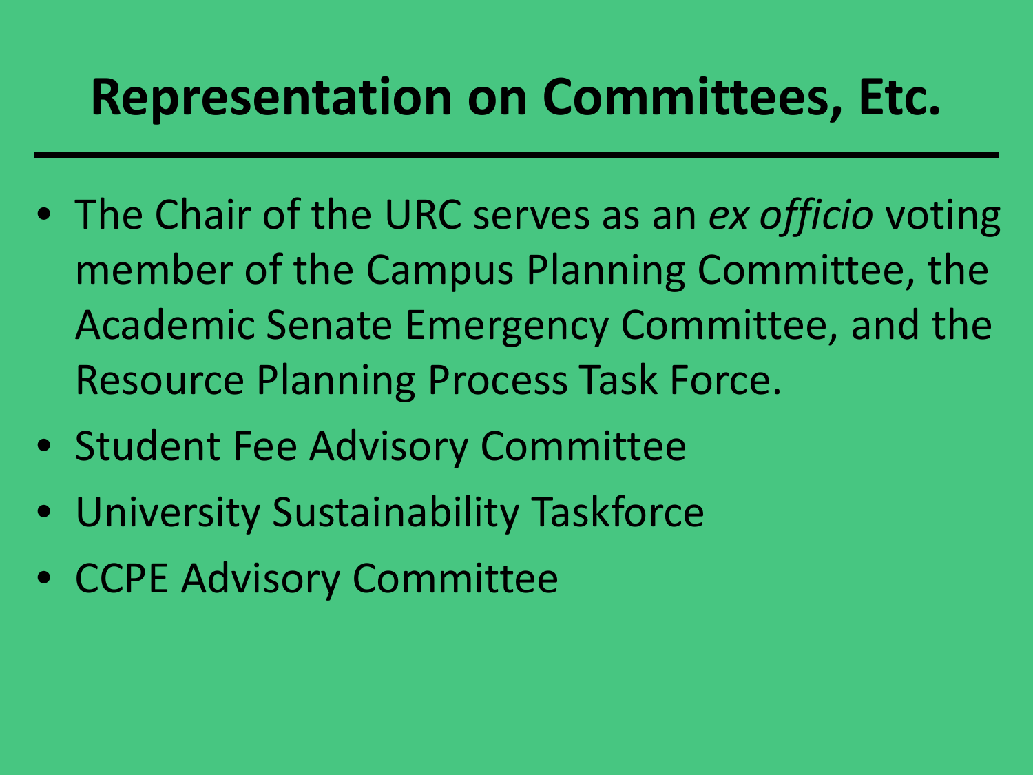# Representation on Committees, Etc.

- The Chair of the URC serves as an *ex officio* voting member of the Campus Planning Committee, the Academic Senate Emergency Committee, and the Resource Planning Process Task Force.
- Student Fee Advisory Committee
- University Sustainability Taskforce
- CCPE Advisory Committee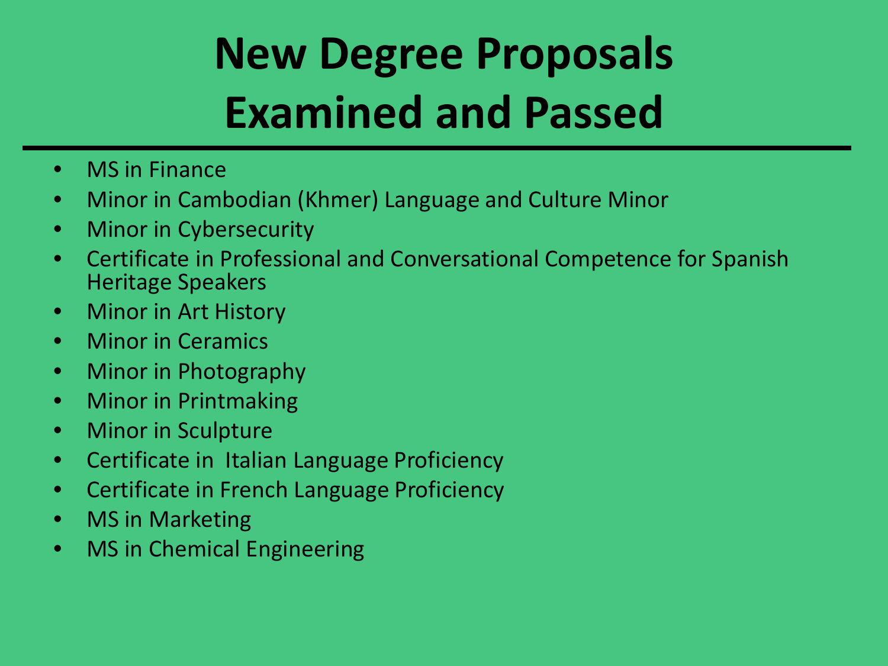# New Degree Proposals Examined and Passed

- MS in Finance
- Minor in Cambodian (Khmer) Language and Culture Minor
- Minor in Cybersecurity
- Certificate in Professional and Conversational Competence for Spanish Heritage Speakers
- Minor in Art History
- Minor in Ceramics
- Minor in Photography
- Minor in Printmaking
- Minor in Sculpture
- Certificate in Italian Language Proficiency
- Certificate in French Language Proficiency
- MS in Marketing
- MS in Chemical Engineering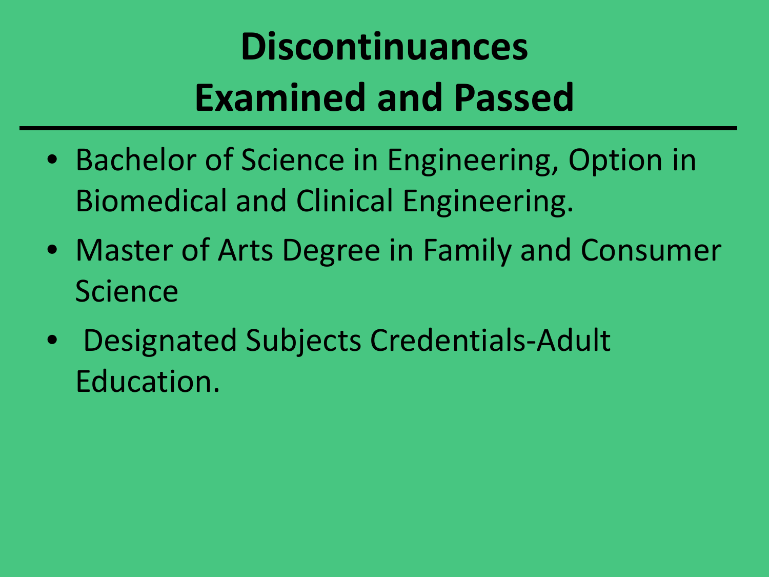# Discontinuances Examined and Passed

- Bachelor of Science in Engineering, Option in Biomedical and Clinical Engineering.
- Master of Arts Degree in Family and Consumer Science
- Designated Subjects Credentials-Adult Education.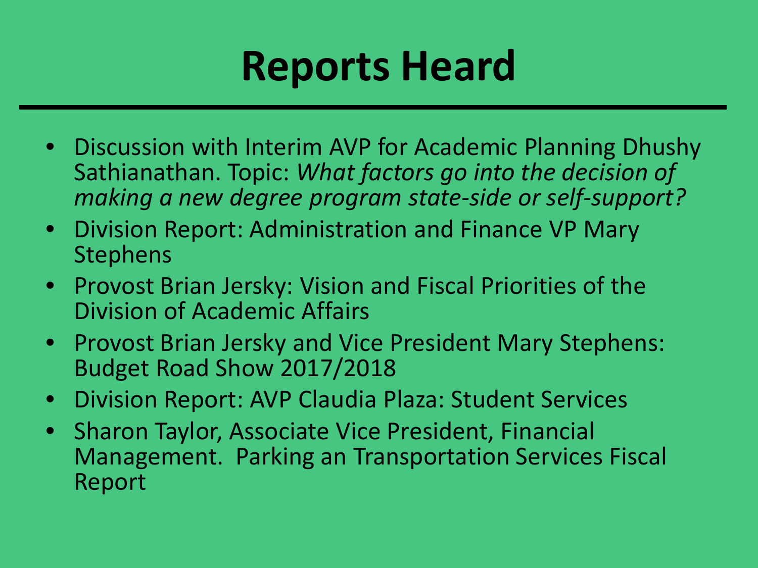# Reports Heard

- Discussion with Interim AVP for Academic Planning Dhushy Sathianathan. Topic: *What factors go into the decision of making a new degree program state-side or self-support?*
- Division Report: Administration and Finance VP Mary Stephens
- Provost Brian Jersky: Vision and Fiscal Priorities of the Division of Academic Affairs
- Provost Brian Jersky and Vice President Mary Stephens: Budget Road Show 2017/2018
- Division Report: AVP Claudia Plaza: Student Services
- Sharon Taylor, Associate Vice President, Financial Management. Parking an Transportation Services Fiscal Report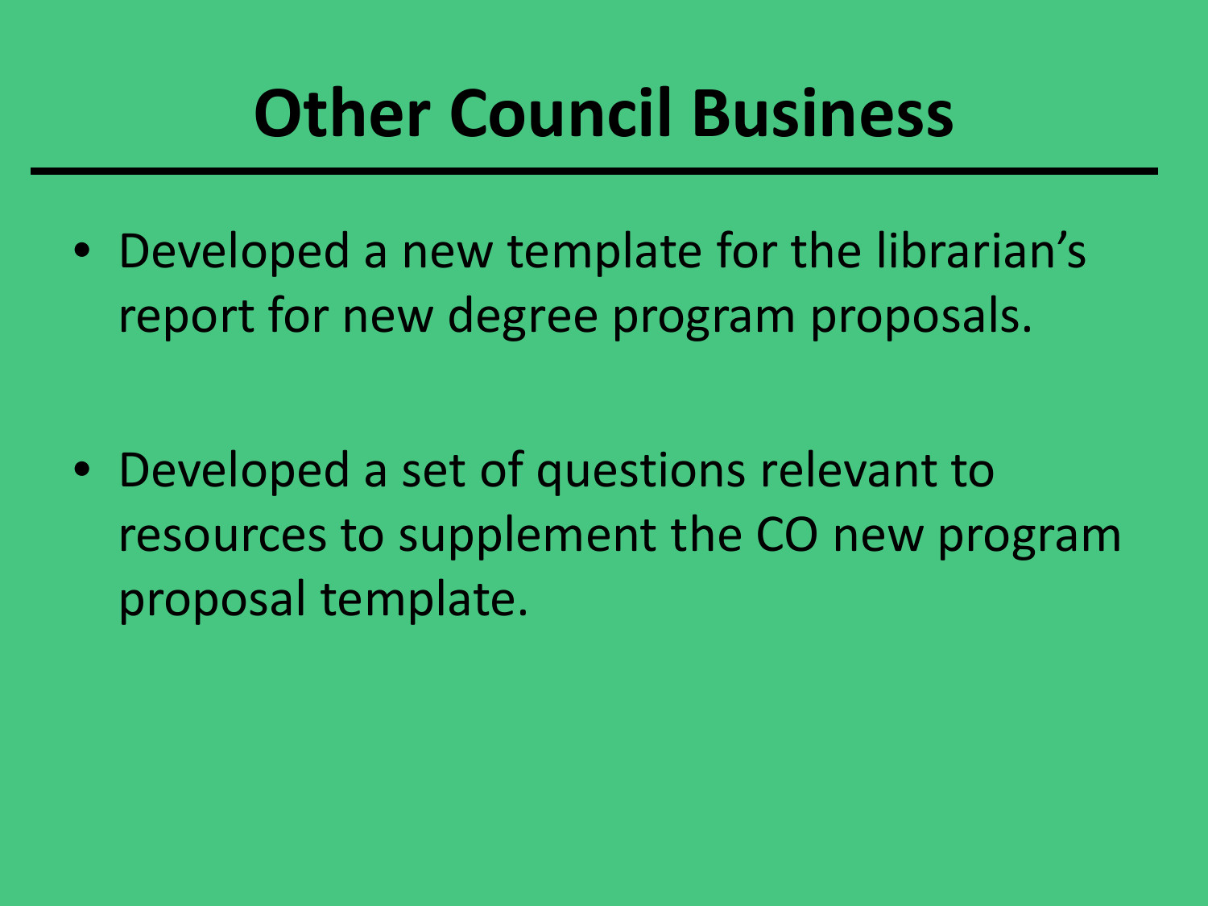# Other Council Business

- Developed a new template for the librarian's report for new degree program proposals.

- Developed a set of questions relevant to resources to supplement the CO new program proposal template.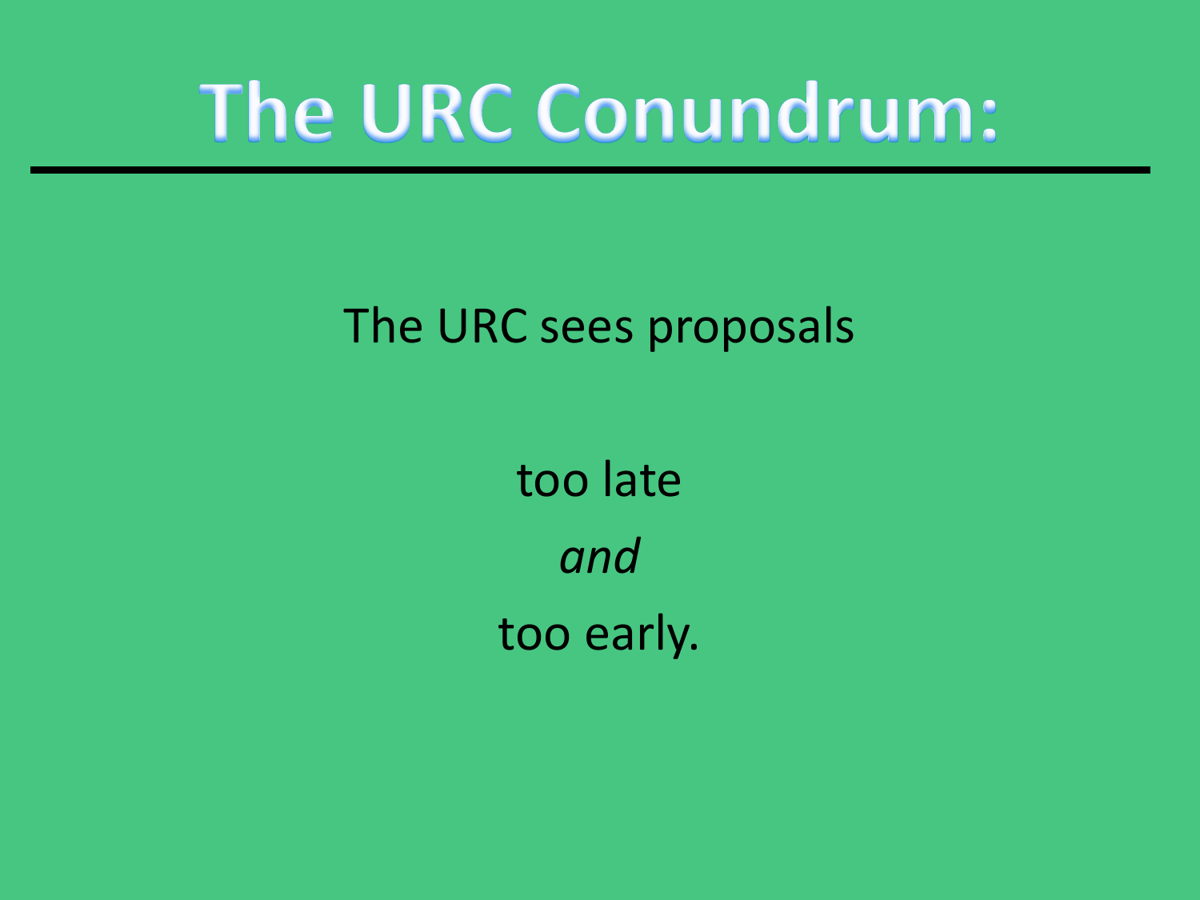# The URC Conundrum:

The URC sees proposals

too late

*and*

too early.